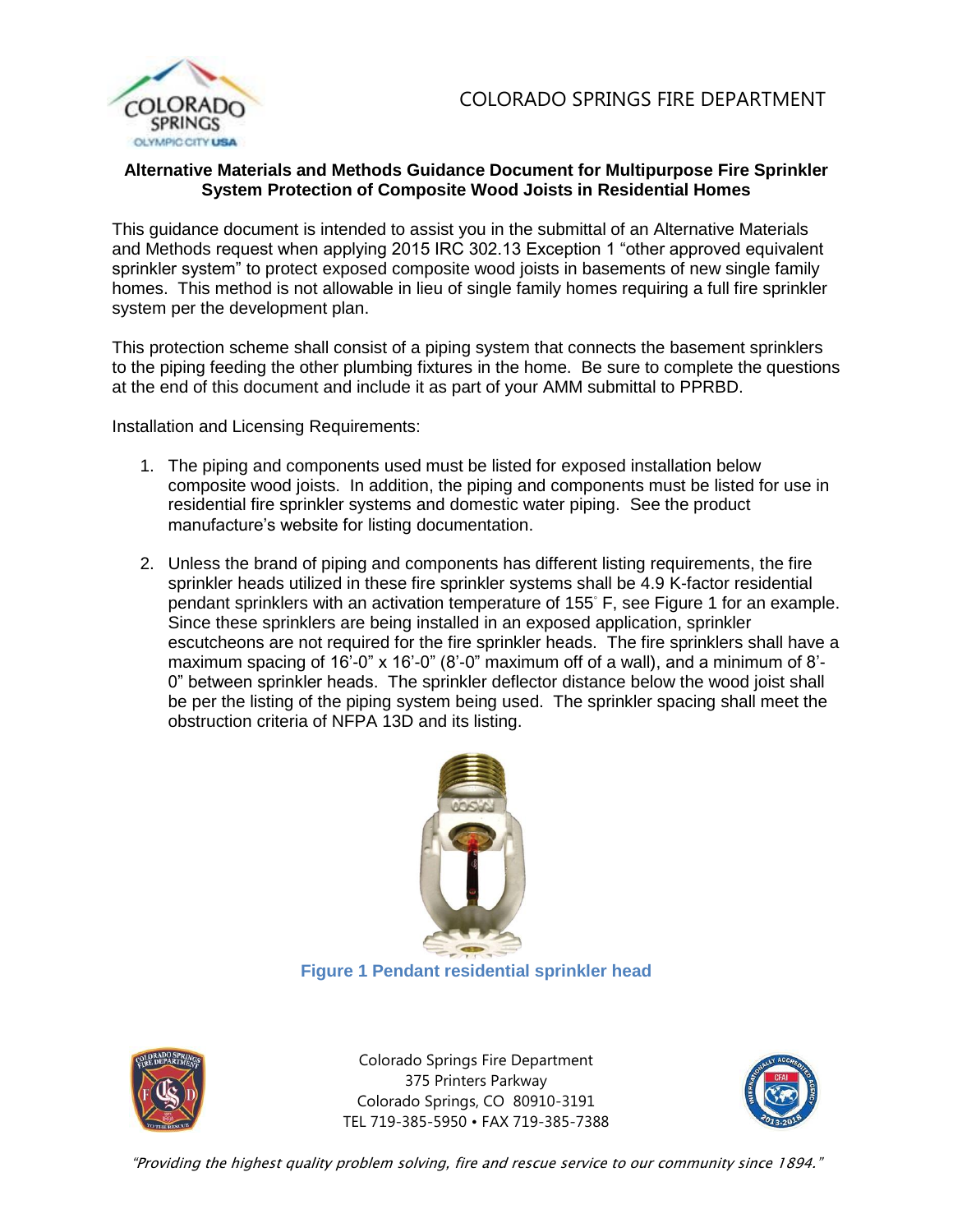COLORADO SPRINGS FIRE DEPARTMENT

## Alternative Materials and Methods Guidance Document for Multipurpose Fire Sprinkler System Protection of Composite Wood Joists in Residential Homes

This guidance document is intended to assist you in the submittal of an Alternative Materials and Methods request when applying 2015 IRC 302.13 Exception 1 "other approved equivalent sprinkler system" to protect exposed composite wood joists in basements of new single family homes. This method is not allowable in lieu of single family homes requiring a full fire sprinkler system per the development plan.

This protection scheme shall consist of a piping system that connects the basement sprinklers to the piping feeding the other plumbing fixtures in the home. Be sure to complete the questions at the end of this document and include it as part of your AMM submittal to PPRBD.

Installation and Licensing Requirements:

1. The piping and components used must be listed for exposed installation below composite wood joists. In addition, the piping and components must be listed for use in residential fire sprinkler systems and domestic water piping. See the product manufacture's website for listing documentation.

2. Unless the brand of piping and components has different listing requirements, the fire sprinkler heads utilized in these fire sprinkler systems shall be 4.9 K-factor residential pendant sprinklers with an activation temperature of 155° F, see Figure 1 for an example. Since these sprinklers are being installed in an exposed application, sprinkler escutcheons are not required for the fire sprinkler heads. The fire sprinklers shall have a maximum spacing of 16'-0" x 16'-0" (8'-0" maximum off of a wall), and a minimum of 8'-0" between sprinkler heads. The sprinkler deflector distance below the wood joist shall be per the listing of the piping system being used. The sprinkler spacing shall meet the obstruction criteria of NFPA 13D and its listing.

**Figure 1 Pendant residential sprinkler head**

Colorado Springs Fire Department
375 Printers Parkway
Colorado Springs, CO 80910-3191
TEL 719-385-5950 • FAX 719-385-7388

*"Providing the highest quality problem solving, fire and rescue service to our community since 1894."*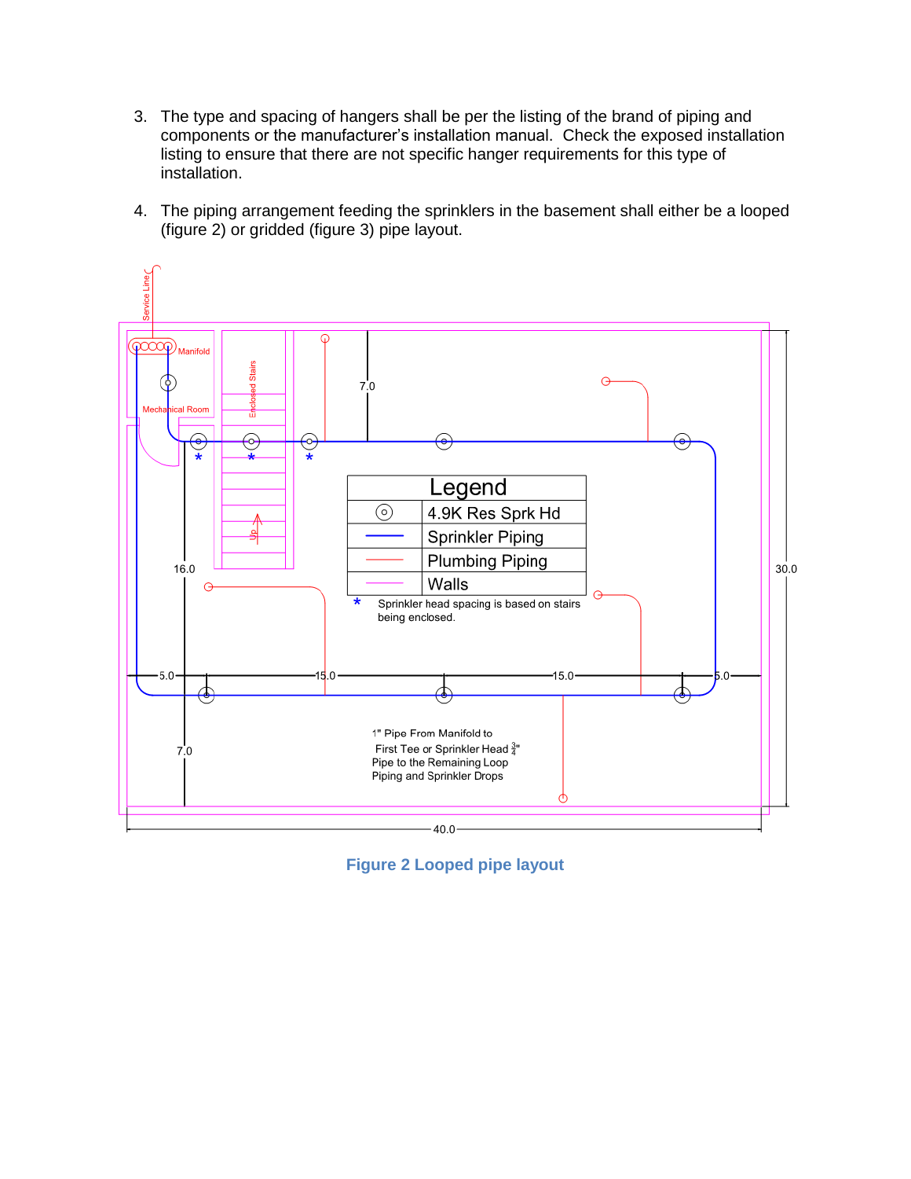3. The type and spacing of hangers shall be per the listing of the brand of piping and components or the manufacturer's installation manual. Check the exposed installation listing to ensure that there are not specific hanger requirements for this type of installation.

4. The piping arrangement feeding the sprinklers in the basement shall either be a looped (figure 2) or gridded (figure 3) pipe layout.

| Legend | |
|---|---|
| ⊙ | 4.9K Res Sprk Hd |
| (blue line) | Sprinkler Piping |
| (red line) | Plumbing Piping |
| (magenta line) | Walls |

\* Sprinkler head spacing is based on stairs being enclosed.

1" Pipe From Manifold to First Tee or Sprinkler Head ¾" Pipe to the Remaining Loop Piping and Sprinkler Drops

Figure 2 Looped pipe layout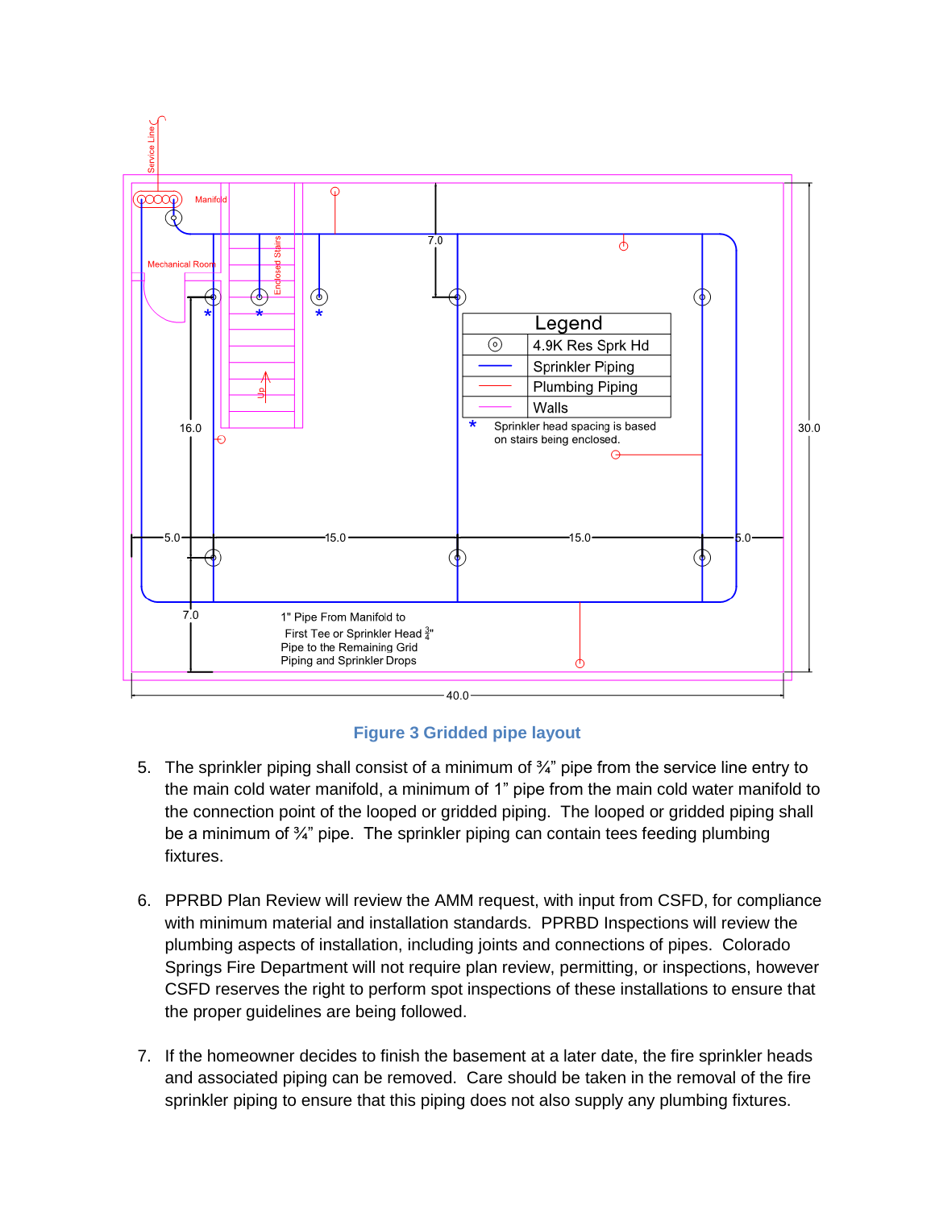Figure 3 Gridded pipe layout

5. The sprinkler piping shall consist of a minimum of ¾" pipe from the service line entry to the main cold water manifold, a minimum of 1" pipe from the main cold water manifold to the connection point of the looped or gridded piping. The looped or gridded piping shall be a minimum of ¾" pipe. The sprinkler piping can contain tees feeding plumbing fixtures.

6. PPRBD Plan Review will review the AMM request, with input from CSFD, for compliance with minimum material and installation standards. PPRBD Inspections will review the plumbing aspects of installation, including joints and connections of pipes. Colorado Springs Fire Department will not require plan review, permitting, or inspections, however CSFD reserves the right to perform spot inspections of these installations to ensure that the proper guidelines are being followed.

7. If the homeowner decides to finish the basement at a later date, the fire sprinkler heads and associated piping can be removed. Care should be taken in the removal of the fire sprinkler piping to ensure that this piping does not also supply any plumbing fixtures.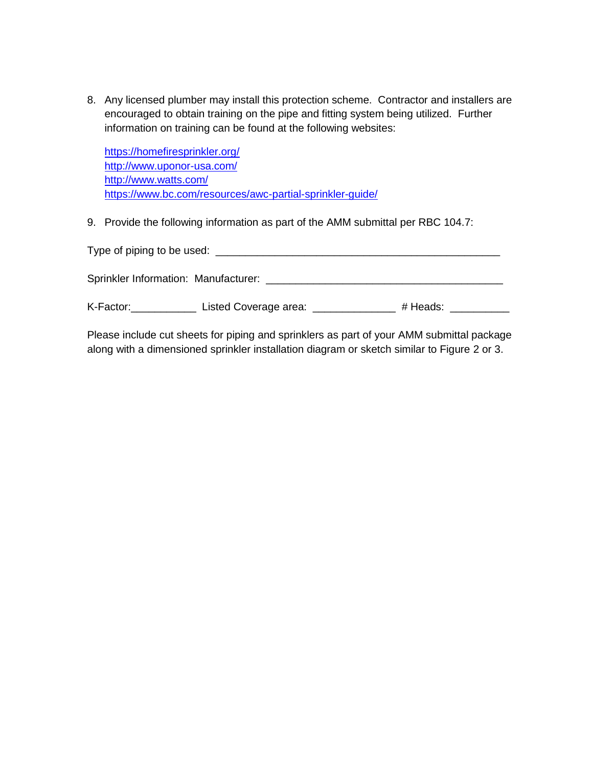8. Any licensed plumber may install this protection scheme. Contractor and installers are encouraged to obtain training on the pipe and fitting system being utilized. Further information on training can be found at the following websites:

   https://homefiresprinkler.org/
   http://www.uponor-usa.com/
   http://www.watts.com/
   https://www.bc.com/resources/awc-partial-sprinkler-guide/

9. Provide the following information as part of the AMM submittal per RBC 104.7:

Type of piping to be used: ___________________________________________________

Sprinkler Information: Manufacturer: ___________________________________________

K-Factor:___________ Listed Coverage area: ______________ # Heads: __________

Please include cut sheets for piping and sprinklers as part of your AMM submittal package along with a dimensioned sprinkler installation diagram or sketch similar to Figure 2 or 3.